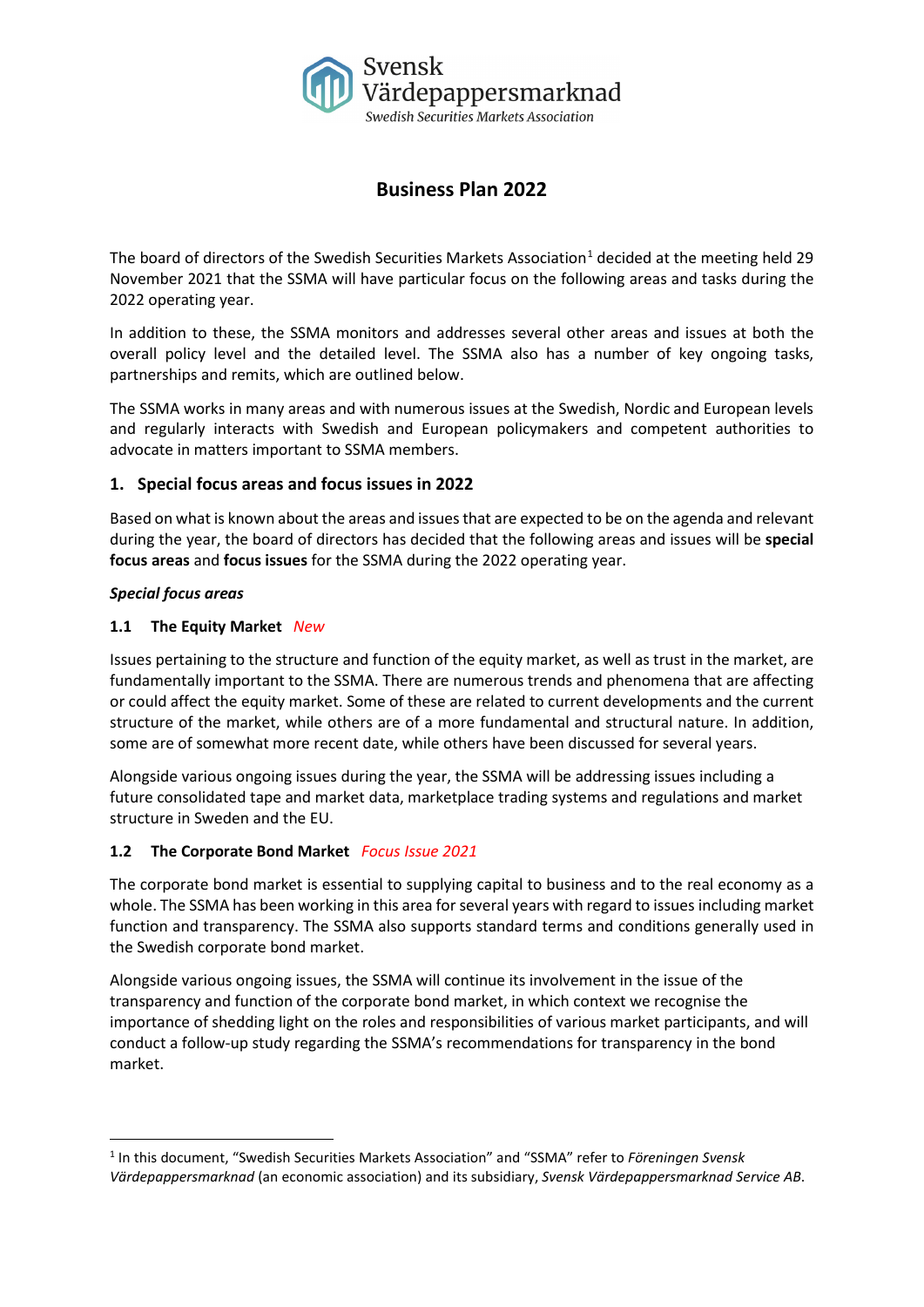Svensk Värdepappersmarknad
*Swedish Securities Markets Association*

# Business Plan 2022

The board of directors of the Swedish Securities Markets Association[1] decided at the meeting held 29 November 2021 that the SSMA will have particular focus on the following areas and tasks during the 2022 operating year.

In addition to these, the SSMA monitors and addresses several other areas and issues at both the overall policy level and the detailed level. The SSMA also has a number of key ongoing tasks, partnerships and remits, which are outlined below.

The SSMA works in many areas and with numerous issues at the Swedish, Nordic and European levels and regularly interacts with Swedish and European policymakers and competent authorities to advocate in matters important to SSMA members.

## 1. Special focus areas and focus issues in 2022

Based on what is known about the areas and issues that are expected to be on the agenda and relevant during the year, the board of directors has decided that the following areas and issues will be **special focus areas** and **focus issues** for the SSMA during the 2022 operating year.

***Special focus areas***

### 1.1 The Equity Market *New*

Issues pertaining to the structure and function of the equity market, as well as trust in the market, are fundamentally important to the SSMA. There are numerous trends and phenomena that are affecting or could affect the equity market. Some of these are related to current developments and the current structure of the market, while others are of a more fundamental and structural nature. In addition, some are of somewhat more recent date, while others have been discussed for several years.

Alongside various ongoing issues during the year, the SSMA will be addressing issues including a future consolidated tape and market data, marketplace trading systems and regulations and market structure in Sweden and the EU.

### 1.2 The Corporate Bond Market *Focus Issue 2021*

The corporate bond market is essential to supplying capital to business and to the real economy as a whole. The SSMA has been working in this area for several years with regard to issues including market function and transparency. The SSMA also supports standard terms and conditions generally used in the Swedish corporate bond market.

Alongside various ongoing issues, the SSMA will continue its involvement in the issue of the transparency and function of the corporate bond market, in which context we recognise the importance of shedding light on the roles and responsibilities of various market participants, and will conduct a follow-up study regarding the SSMA's recommendations for transparency in the bond market.

---

[1] In this document, "Swedish Securities Markets Association" and "SSMA" refer to *Föreningen Svensk Värdepappersmarknad* (an economic association) and its subsidiary, *Svensk Värdepappersmarknad Service AB*.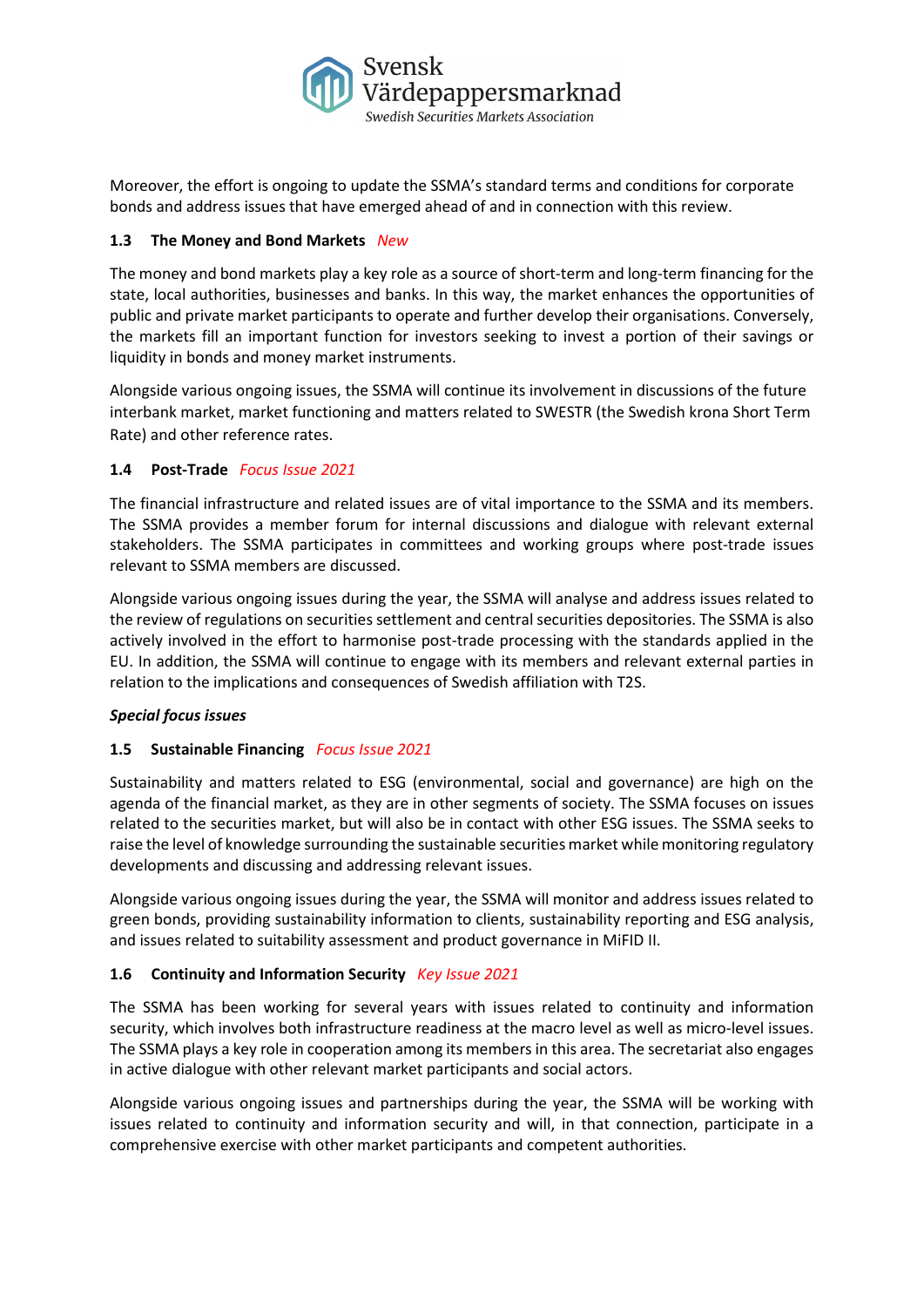Moreover, the effort is ongoing to update the SSMA's standard terms and conditions for corporate bonds and address issues that have emerged ahead of and in connection with this review.

### 1.3 The Money and Bond Markets *New*

The money and bond markets play a key role as a source of short-term and long-term financing for the state, local authorities, businesses and banks. In this way, the market enhances the opportunities of public and private market participants to operate and further develop their organisations. Conversely, the markets fill an important function for investors seeking to invest a portion of their savings or liquidity in bonds and money market instruments.

Alongside various ongoing issues, the SSMA will continue its involvement in discussions of the future interbank market, market functioning and matters related to SWESTR (the Swedish krona Short Term Rate) and other reference rates.

### 1.4 Post-Trade *Focus Issue 2021*

The financial infrastructure and related issues are of vital importance to the SSMA and its members. The SSMA provides a member forum for internal discussions and dialogue with relevant external stakeholders. The SSMA participates in committees and working groups where post-trade issues relevant to SSMA members are discussed.

Alongside various ongoing issues during the year, the SSMA will analyse and address issues related to the review of regulations on securities settlement and central securities depositories. The SSMA is also actively involved in the effort to harmonise post-trade processing with the standards applied in the EU. In addition, the SSMA will continue to engage with its members and relevant external parties in relation to the implications and consequences of Swedish affiliation with T2S.

***Special focus issues***

### 1.5 Sustainable Financing *Focus Issue 2021*

Sustainability and matters related to ESG (environmental, social and governance) are high on the agenda of the financial market, as they are in other segments of society. The SSMA focuses on issues related to the securities market, but will also be in contact with other ESG issues. The SSMA seeks to raise the level of knowledge surrounding the sustainable securities market while monitoring regulatory developments and discussing and addressing relevant issues.

Alongside various ongoing issues during the year, the SSMA will monitor and address issues related to green bonds, providing sustainability information to clients, sustainability reporting and ESG analysis, and issues related to suitability assessment and product governance in MiFID II.

### 1.6 Continuity and Information Security *Key Issue 2021*

The SSMA has been working for several years with issues related to continuity and information security, which involves both infrastructure readiness at the macro level as well as micro-level issues. The SSMA plays a key role in cooperation among its members in this area. The secretariat also engages in active dialogue with other relevant market participants and social actors.

Alongside various ongoing issues and partnerships during the year, the SSMA will be working with issues related to continuity and information security and will, in that connection, participate in a comprehensive exercise with other market participants and competent authorities.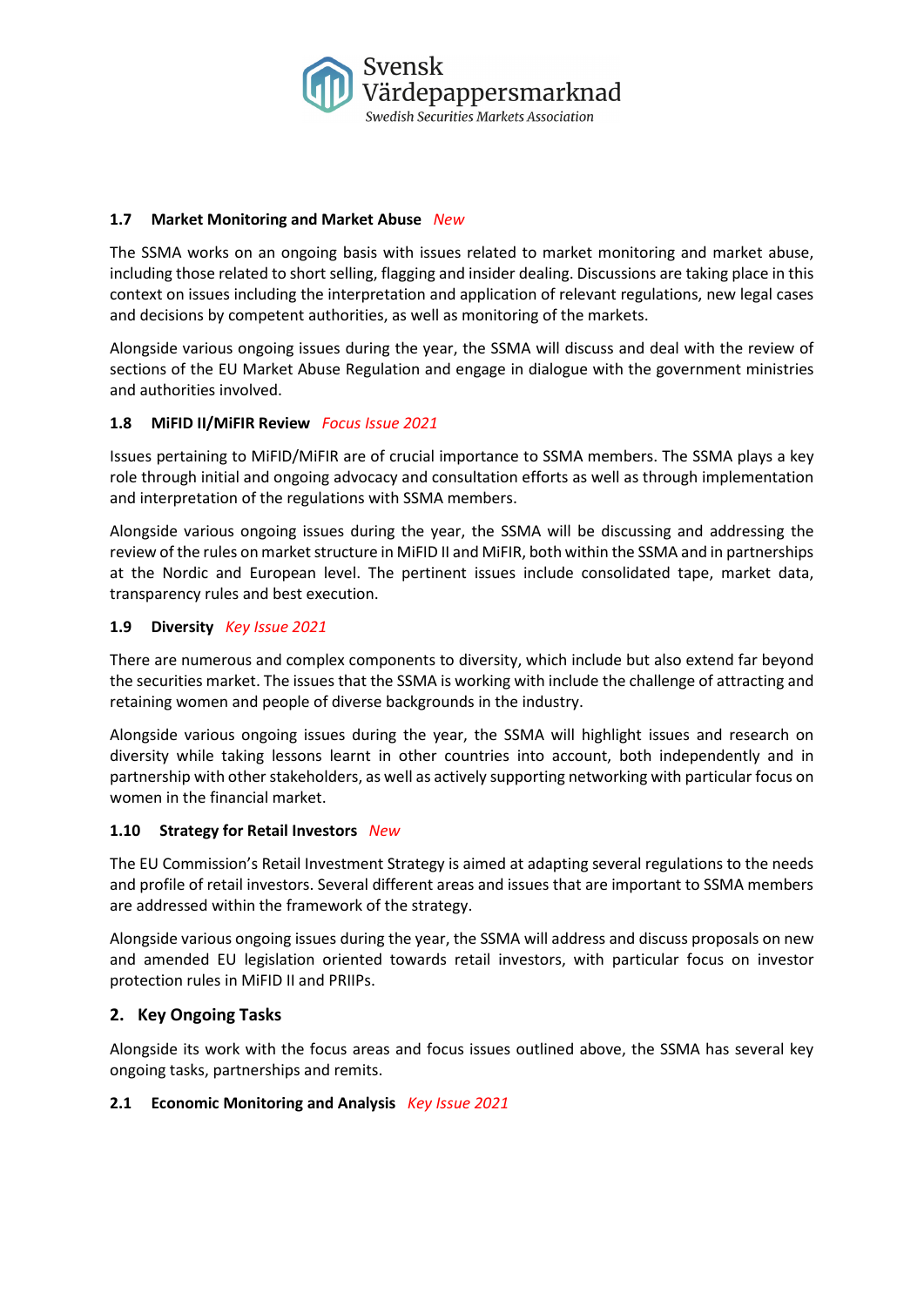### 1.7 Market Monitoring and Market Abuse *New*

The SSMA works on an ongoing basis with issues related to market monitoring and market abuse, including those related to short selling, flagging and insider dealing. Discussions are taking place in this context on issues including the interpretation and application of relevant regulations, new legal cases and decisions by competent authorities, as well as monitoring of the markets.

Alongside various ongoing issues during the year, the SSMA will discuss and deal with the review of sections of the EU Market Abuse Regulation and engage in dialogue with the government ministries and authorities involved.

### 1.8 MiFID II/MiFIR Review *Focus Issue 2021*

Issues pertaining to MiFID/MiFIR are of crucial importance to SSMA members. The SSMA plays a key role through initial and ongoing advocacy and consultation efforts as well as through implementation and interpretation of the regulations with SSMA members.

Alongside various ongoing issues during the year, the SSMA will be discussing and addressing the review of the rules on market structure in MiFID II and MiFIR, both within the SSMA and in partnerships at the Nordic and European level. The pertinent issues include consolidated tape, market data, transparency rules and best execution.

### 1.9 Diversity *Key Issue 2021*

There are numerous and complex components to diversity, which include but also extend far beyond the securities market. The issues that the SSMA is working with include the challenge of attracting and retaining women and people of diverse backgrounds in the industry.

Alongside various ongoing issues during the year, the SSMA will highlight issues and research on diversity while taking lessons learnt in other countries into account, both independently and in partnership with other stakeholders, as well as actively supporting networking with particular focus on women in the financial market.

### 1.10 Strategy for Retail Investors *New*

The EU Commission's Retail Investment Strategy is aimed at adapting several regulations to the needs and profile of retail investors. Several different areas and issues that are important to SSMA members are addressed within the framework of the strategy.

Alongside various ongoing issues during the year, the SSMA will address and discuss proposals on new and amended EU legislation oriented towards retail investors, with particular focus on investor protection rules in MiFID II and PRIIPs.

## 2. Key Ongoing Tasks

Alongside its work with the focus areas and focus issues outlined above, the SSMA has several key ongoing tasks, partnerships and remits.

### 2.1 Economic Monitoring and Analysis *Key Issue 2021*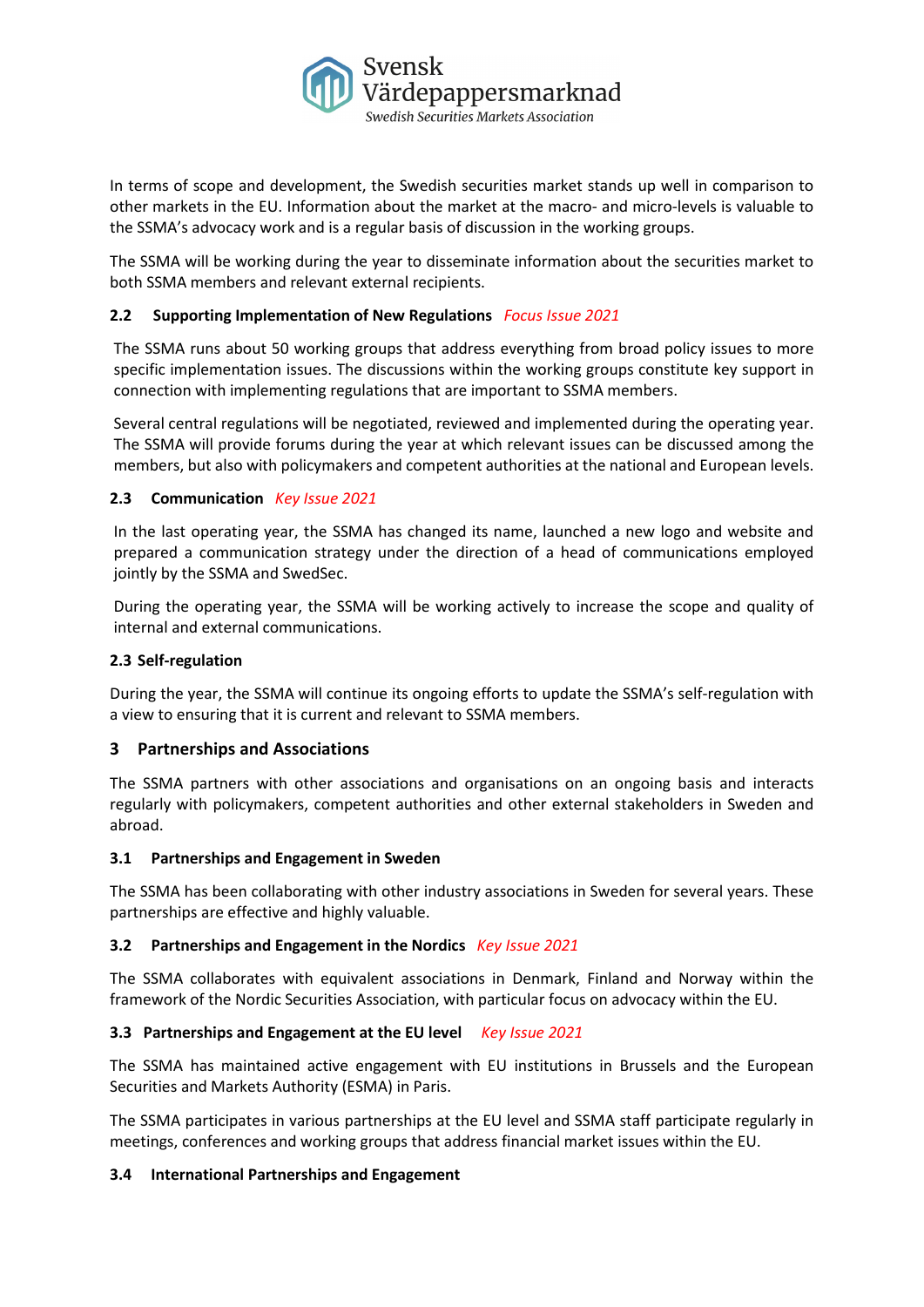In terms of scope and development, the Swedish securities market stands up well in comparison to other markets in the EU. Information about the market at the macro- and micro-levels is valuable to the SSMA's advocacy work and is a regular basis of discussion in the working groups.

The SSMA will be working during the year to disseminate information about the securities market to both SSMA members and relevant external recipients.

### 2.2 Supporting Implementation of New Regulations *Focus Issue 2021*

The SSMA runs about 50 working groups that address everything from broad policy issues to more specific implementation issues. The discussions within the working groups constitute key support in connection with implementing regulations that are important to SSMA members.

Several central regulations will be negotiated, reviewed and implemented during the operating year. The SSMA will provide forums during the year at which relevant issues can be discussed among the members, but also with policymakers and competent authorities at the national and European levels.

### 2.3 Communication *Key Issue 2021*

In the last operating year, the SSMA has changed its name, launched a new logo and website and prepared a communication strategy under the direction of a head of communications employed jointly by the SSMA and SwedSec.

During the operating year, the SSMA will be working actively to increase the scope and quality of internal and external communications.

### 2.3 Self-regulation

During the year, the SSMA will continue its ongoing efforts to update the SSMA's self-regulation with a view to ensuring that it is current and relevant to SSMA members.

## 3 Partnerships and Associations

The SSMA partners with other associations and organisations on an ongoing basis and interacts regularly with policymakers, competent authorities and other external stakeholders in Sweden and abroad.

### 3.1 Partnerships and Engagement in Sweden

The SSMA has been collaborating with other industry associations in Sweden for several years. These partnerships are effective and highly valuable.

### 3.2 Partnerships and Engagement in the Nordics *Key Issue 2021*

The SSMA collaborates with equivalent associations in Denmark, Finland and Norway within the framework of the Nordic Securities Association, with particular focus on advocacy within the EU.

### 3.3 Partnerships and Engagement at the EU level *Key Issue 2021*

The SSMA has maintained active engagement with EU institutions in Brussels and the European Securities and Markets Authority (ESMA) in Paris.

The SSMA participates in various partnerships at the EU level and SSMA staff participate regularly in meetings, conferences and working groups that address financial market issues within the EU.

### 3.4 International Partnerships and Engagement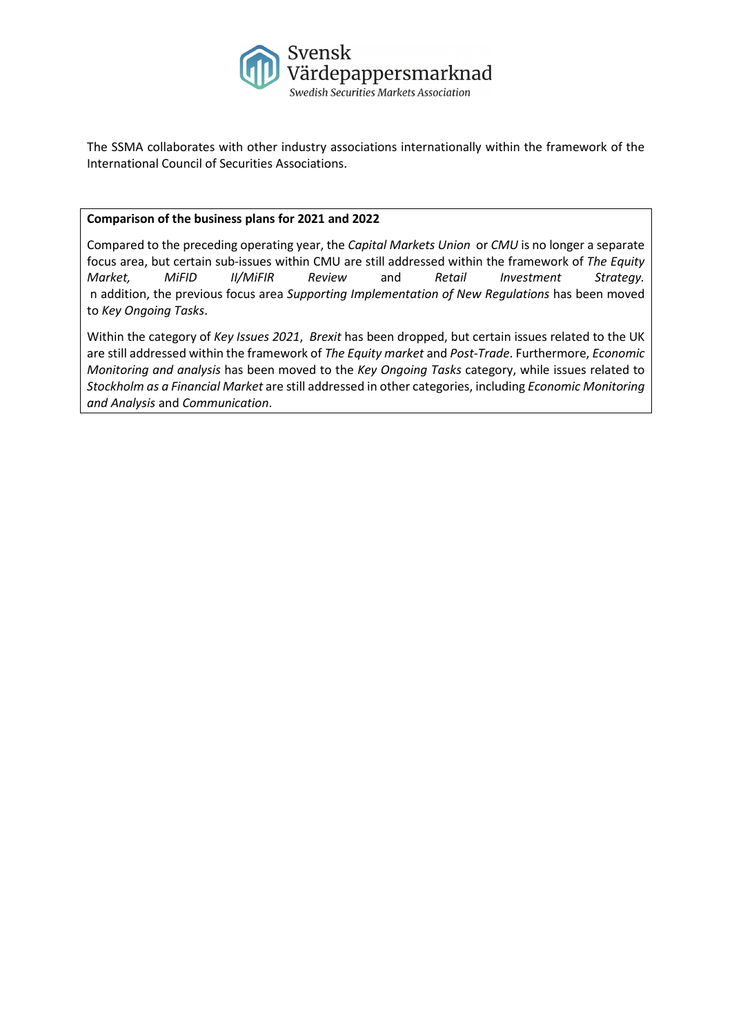The SSMA collaborates with other industry associations internationally within the framework of the International Council of Securities Associations.

**Comparison of the business plans for 2021 and 2022**

Compared to the preceding operating year, the *Capital Markets Union* or *CMU* is no longer a separate focus area, but certain sub-issues within CMU are still addressed within the framework of *The Equity Market, MiFID II/MiFIR Review* and *Retail Investment Strategy.* n addition, the previous focus area *Supporting Implementation of New Regulations* has been moved to *Key Ongoing Tasks*.

Within the category of *Key Issues 2021*, *Brexit* has been dropped, but certain issues related to the UK are still addressed within the framework of *The Equity market* and *Post-Trade*. Furthermore, *Economic Monitoring and analysis* has been moved to the *Key Ongoing Tasks* category, while issues related to *Stockholm as a Financial Market* are still addressed in other categories, including *Economic Monitoring and Analysis* and *Communication*.